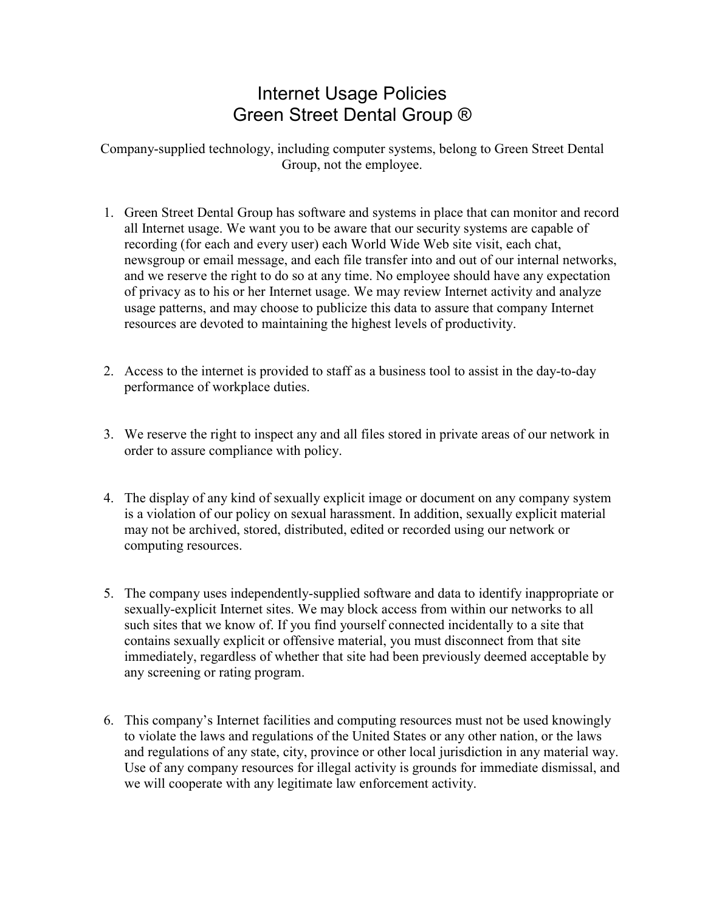# Internet Usage Policies
# Green Street Dental Group ®

Company-supplied technology, including computer systems, belong to Green Street Dental Group, not the employee.

1. Green Street Dental Group has software and systems in place that can monitor and record all Internet usage. We want you to be aware that our security systems are capable of recording (for each and every user) each World Wide Web site visit, each chat, newsgroup or email message, and each file transfer into and out of our internal networks, and we reserve the right to do so at any time. No employee should have any expectation of privacy as to his or her Internet usage. We may review Internet activity and analyze usage patterns, and may choose to publicize this data to assure that company Internet resources are devoted to maintaining the highest levels of productivity.

2. Access to the internet is provided to staff as a business tool to assist in the day-to-day performance of workplace duties.

3. We reserve the right to inspect any and all files stored in private areas of our network in order to assure compliance with policy.

4. The display of any kind of sexually explicit image or document on any company system is a violation of our policy on sexual harassment. In addition, sexually explicit material may not be archived, stored, distributed, edited or recorded using our network or computing resources.

5. The company uses independently-supplied software and data to identify inappropriate or sexually-explicit Internet sites. We may block access from within our networks to all such sites that we know of. If you find yourself connected incidentally to a site that contains sexually explicit or offensive material, you must disconnect from that site immediately, regardless of whether that site had been previously deemed acceptable by any screening or rating program.

6. This company's Internet facilities and computing resources must not be used knowingly to violate the laws and regulations of the United States or any other nation, or the laws and regulations of any state, city, province or other local jurisdiction in any material way. Use of any company resources for illegal activity is grounds for immediate dismissal, and we will cooperate with any legitimate law enforcement activity.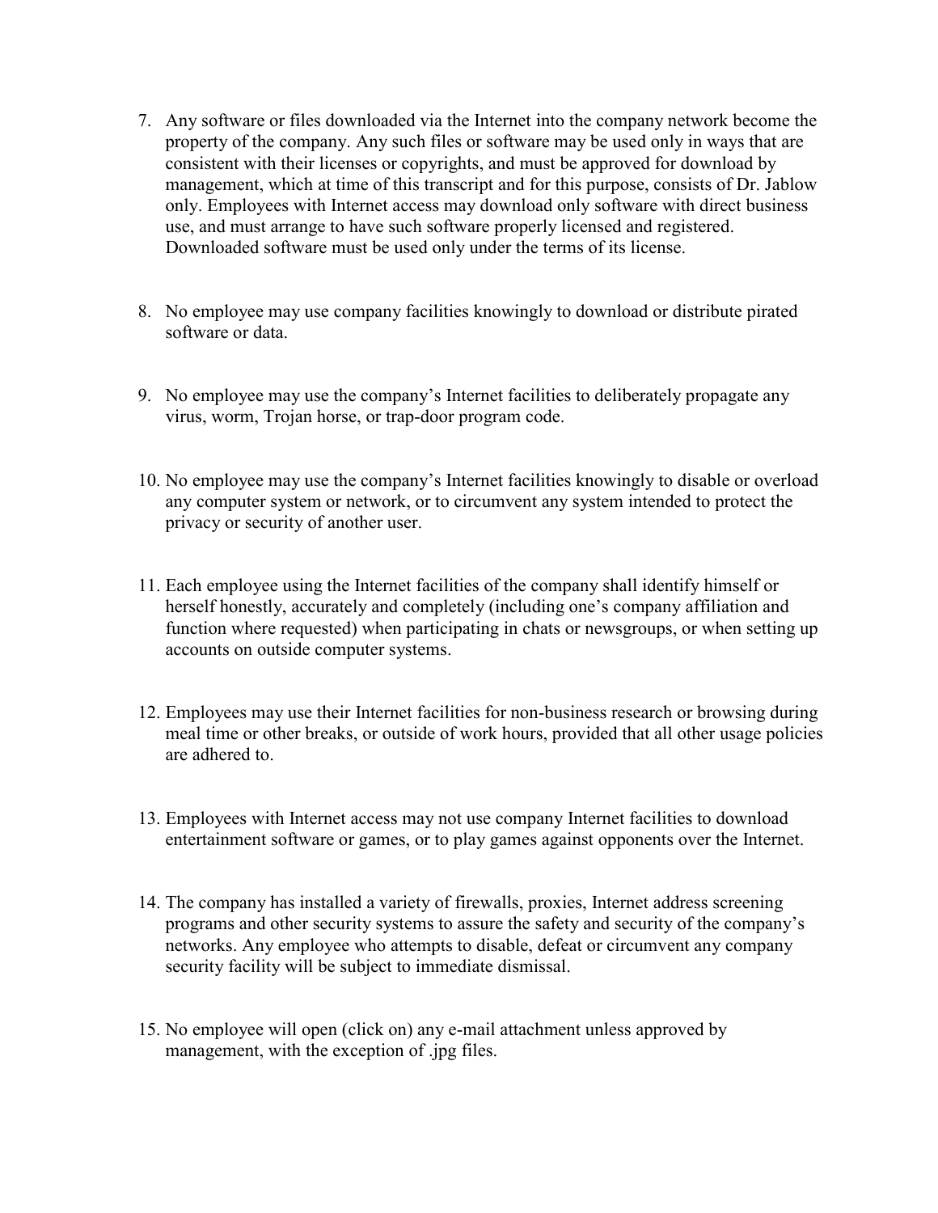7. Any software or files downloaded via the Internet into the company network become the property of the company. Any such files or software may be used only in ways that are consistent with their licenses or copyrights, and must be approved for download by management, which at time of this transcript and for this purpose, consists of Dr. Jablow only. Employees with Internet access may download only software with direct business use, and must arrange to have such software properly licensed and registered. Downloaded software must be used only under the terms of its license.

8. No employee may use company facilities knowingly to download or distribute pirated software or data.

9. No employee may use the company's Internet facilities to deliberately propagate any virus, worm, Trojan horse, or trap-door program code.

10. No employee may use the company's Internet facilities knowingly to disable or overload any computer system or network, or to circumvent any system intended to protect the privacy or security of another user.

11. Each employee using the Internet facilities of the company shall identify himself or herself honestly, accurately and completely (including one's company affiliation and function where requested) when participating in chats or newsgroups, or when setting up accounts on outside computer systems.

12. Employees may use their Internet facilities for non-business research or browsing during meal time or other breaks, or outside of work hours, provided that all other usage policies are adhered to.

13. Employees with Internet access may not use company Internet facilities to download entertainment software or games, or to play games against opponents over the Internet.

14. The company has installed a variety of firewalls, proxies, Internet address screening programs and other security systems to assure the safety and security of the company's networks. Any employee who attempts to disable, defeat or circumvent any company security facility will be subject to immediate dismissal.

15. No employee will open (click on) any e-mail attachment unless approved by management, with the exception of .jpg files.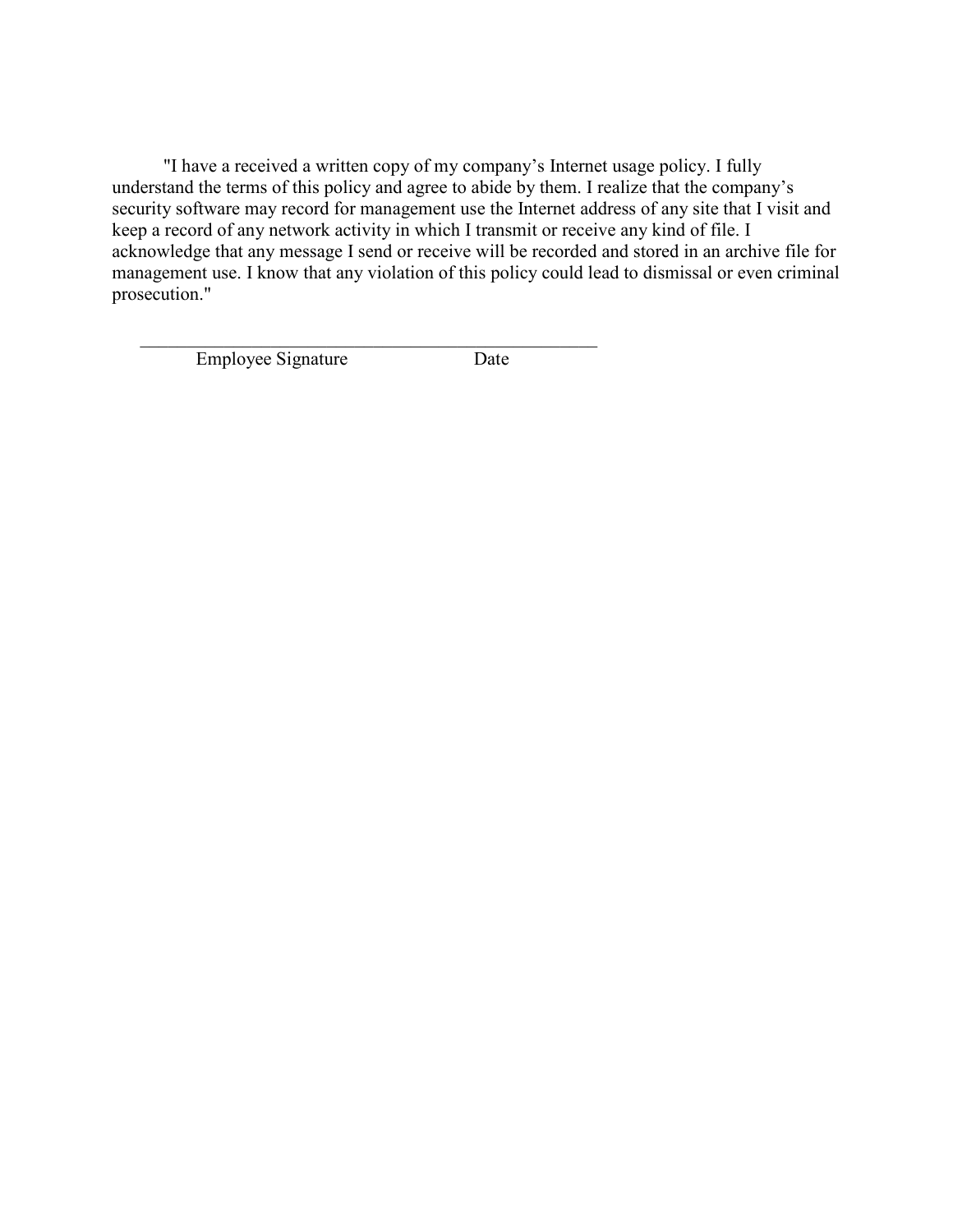"I have a received a written copy of my company's Internet usage policy. I fully understand the terms of this policy and agree to abide by them. I realize that the company's security software may record for management use the Internet address of any site that I visit and keep a record of any network activity in which I transmit or receive any kind of file. I acknowledge that any message I send or receive will be recorded and stored in an archive file for management use. I know that any violation of this policy could lead to dismissal or even criminal prosecution."

\_\_\_\_\_\_\_\_\_\_\_\_\_\_\_\_\_\_\_\_\_\_\_\_\_\_\_\_\_\_\_\_\_\_\_\_\_\_\_\_\_\_\_\_\_\_\_\_\_\_

Employee Signature &nbsp;&nbsp;&nbsp;&nbsp;&nbsp;&nbsp;&nbsp;&nbsp;&nbsp;&nbsp;&nbsp;&nbsp;&nbsp;&nbsp;&nbsp;&nbsp; Date